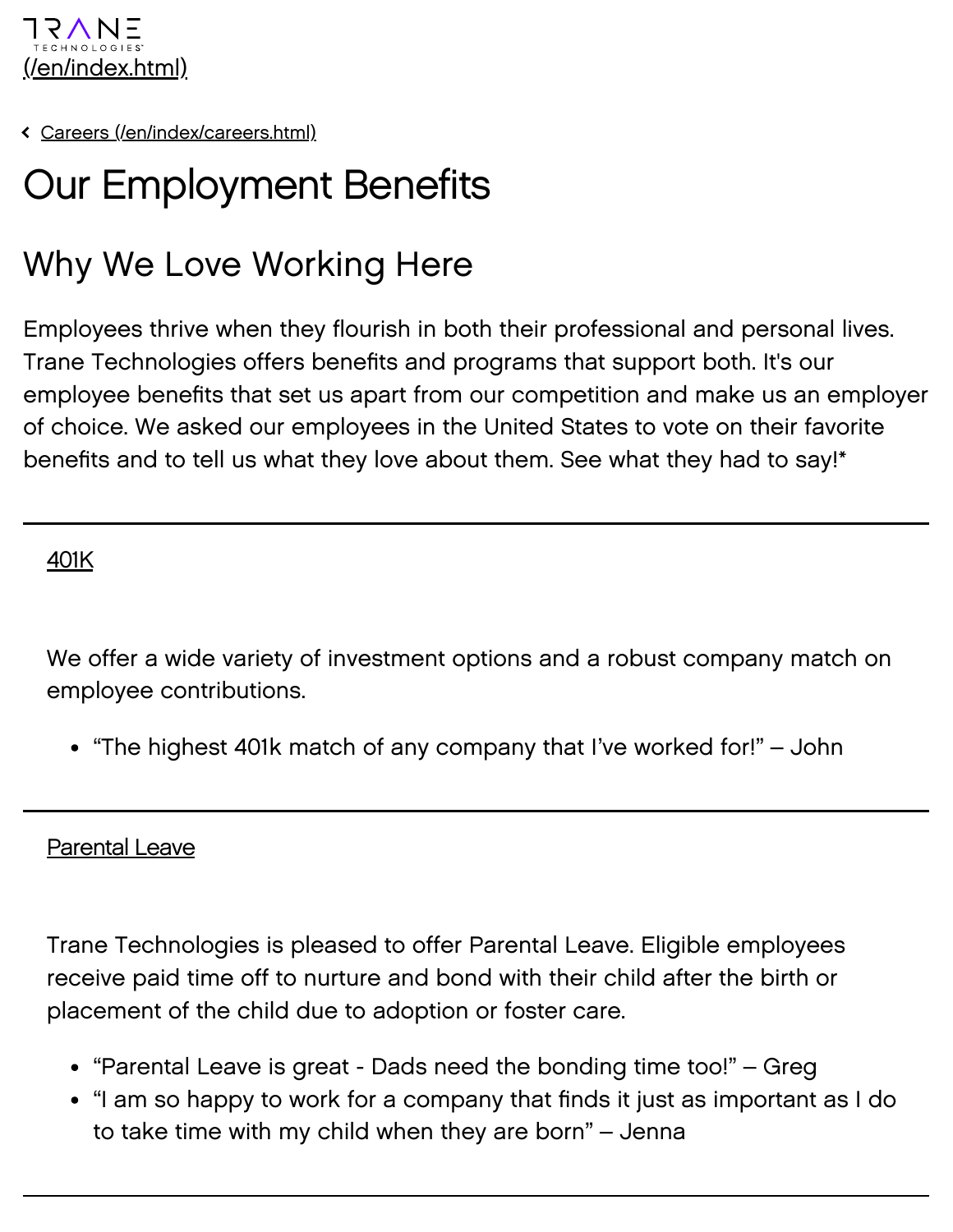TRANE TECHNOLOGIES (/en/index.html)

‹ Careers (/en/index/careers.html)

# Our Employment Benefits

## Why We Love Working Here

Employees thrive when they flourish in both their professional and personal lives. Trane Technologies offers benefits and programs that support both. It's our employee benefits that set us apart from our competition and make us an employer of choice. We asked our employees in the United States to vote on their favorite benefits and to tell us what they love about them. See what they had to say!*

---

### 401K

We offer a wide variety of investment options and a robust company match on employee contributions.

- “The highest 401k match of any company that I’ve worked for!” – John

---

### Parental Leave

Trane Technologies is pleased to offer Parental Leave. Eligible employees receive paid time off to nurture and bond with their child after the birth or placement of the child due to adoption or foster care.

- “Parental Leave is great - Dads need the bonding time too!” – Greg
- “I am so happy to work for a company that finds it just as important as I do to take time with my child when they are born” – Jenna

---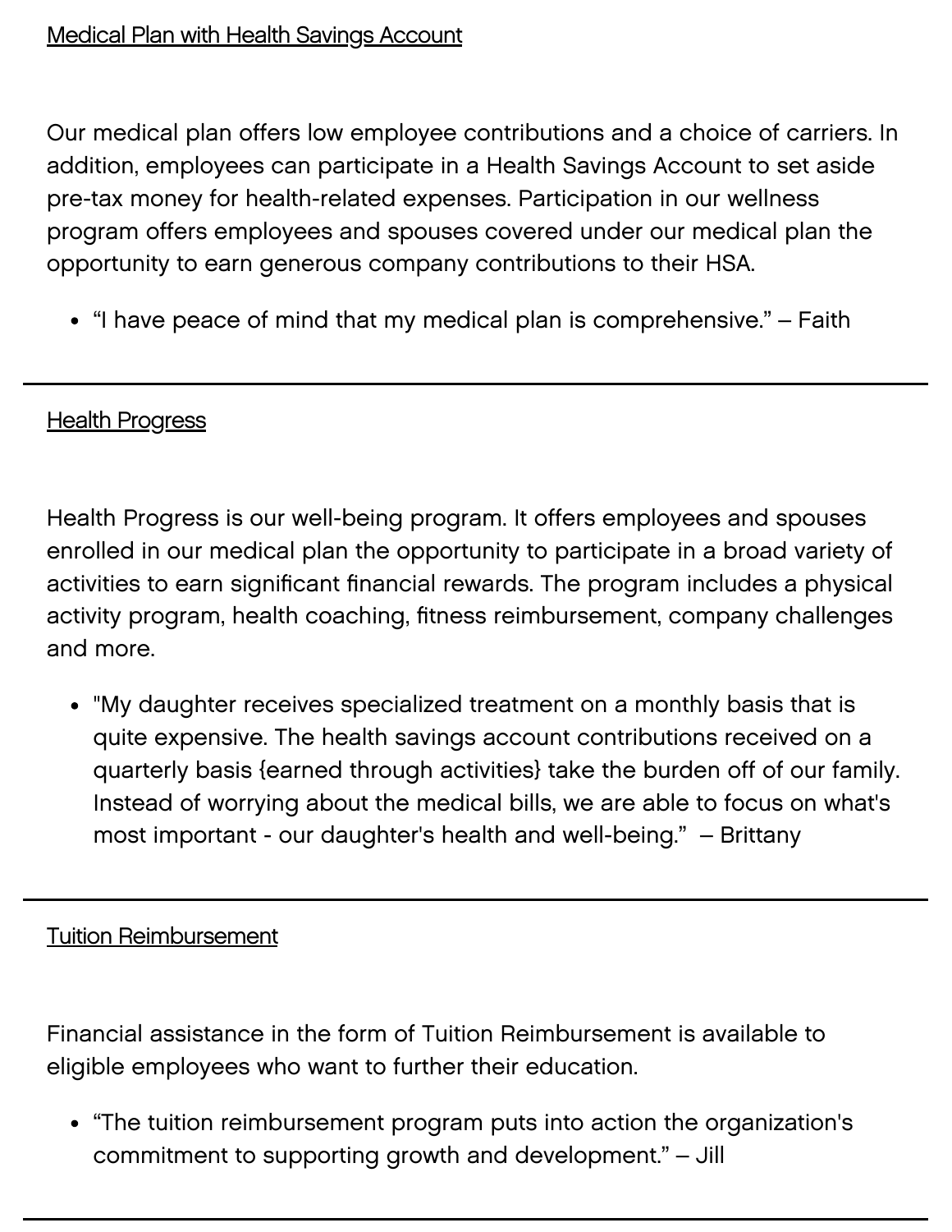<u>Medical Plan with Health Savings Account</u>

Our medical plan offers low employee contributions and a choice of carriers. In addition, employees can participate in a Health Savings Account to set aside pre-tax money for health-related expenses. Participation in our wellness program offers employees and spouses covered under our medical plan the opportunity to earn generous company contributions to their HSA.

- “I have peace of mind that my medical plan is comprehensive.” – Faith

---

<u>Health Progress</u>

Health Progress is our well-being program. It offers employees and spouses enrolled in our medical plan the opportunity to participate in a broad variety of activities to earn significant financial rewards. The program includes a physical activity program, health coaching, fitness reimbursement, company challenges and more.

- "My daughter receives specialized treatment on a monthly basis that is quite expensive. The health savings account contributions received on a quarterly basis {earned through activities} take the burden off of our family. Instead of worrying about the medical bills, we are able to focus on what's most important - our daughter's health and well-being." – Brittany

---

<u>Tuition Reimbursement</u>

Financial assistance in the form of Tuition Reimbursement is available to eligible employees who want to further their education.

- “The tuition reimbursement program puts into action the organization's commitment to supporting growth and development.” – Jill

---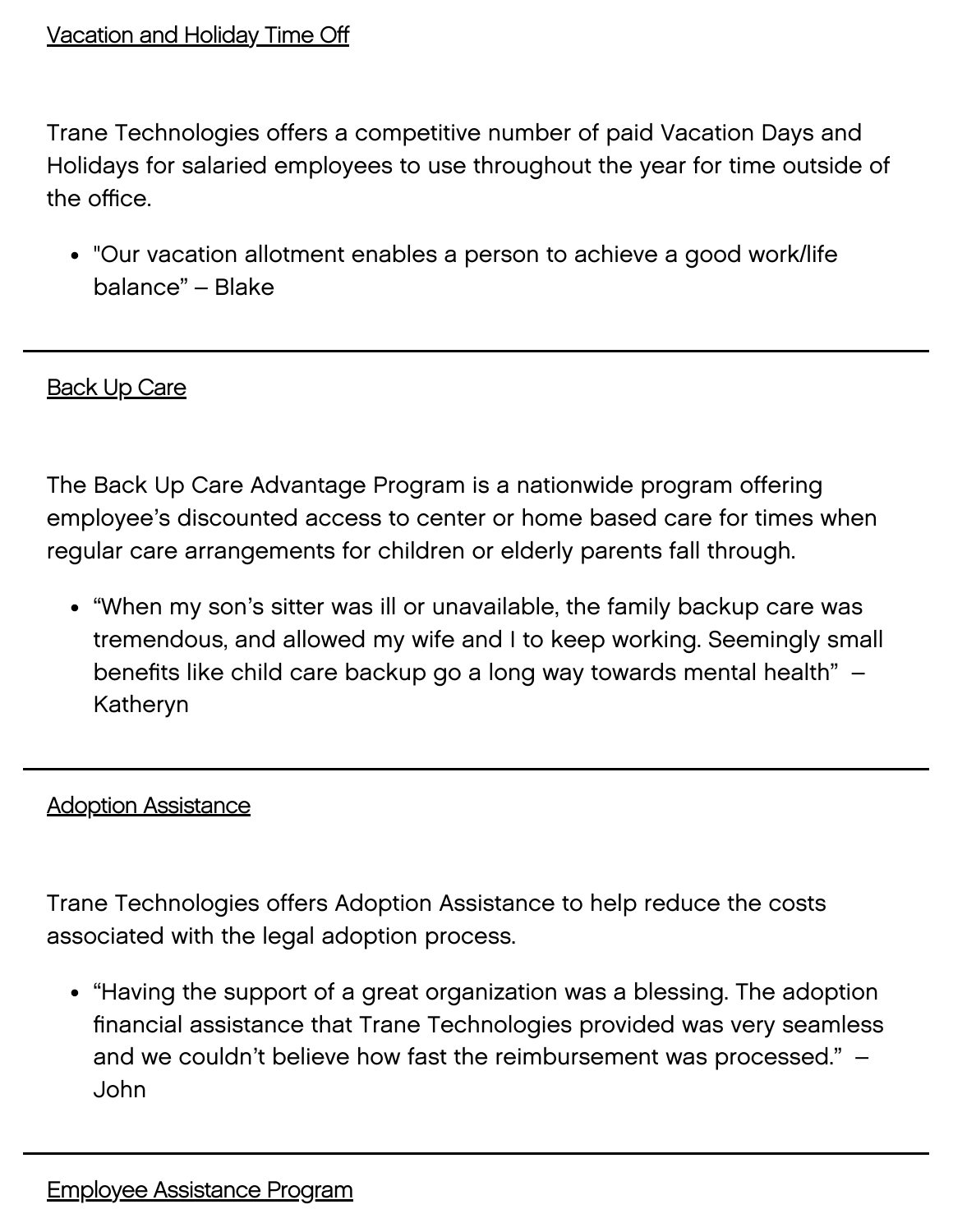Vacation and Holiday Time Off

Trane Technologies offers a competitive number of paid Vacation Days and Holidays for salaried employees to use throughout the year for time outside of the office.

- "Our vacation allotment enables a person to achieve a good work/life balance" – Blake

---

Back Up Care

The Back Up Care Advantage Program is a nationwide program offering employee's discounted access to center or home based care for times when regular care arrangements for children or elderly parents fall through.

- "When my son's sitter was ill or unavailable, the family backup care was tremendous, and allowed my wife and I to keep working. Seemingly small benefits like child care backup go a long way towards mental health" – Katheryn

---

Adoption Assistance

Trane Technologies offers Adoption Assistance to help reduce the costs associated with the legal adoption process.

- "Having the support of a great organization was a blessing. The adoption financial assistance that Trane Technologies provided was very seamless and we couldn't believe how fast the reimbursement was processed." – John

---

Employee Assistance Program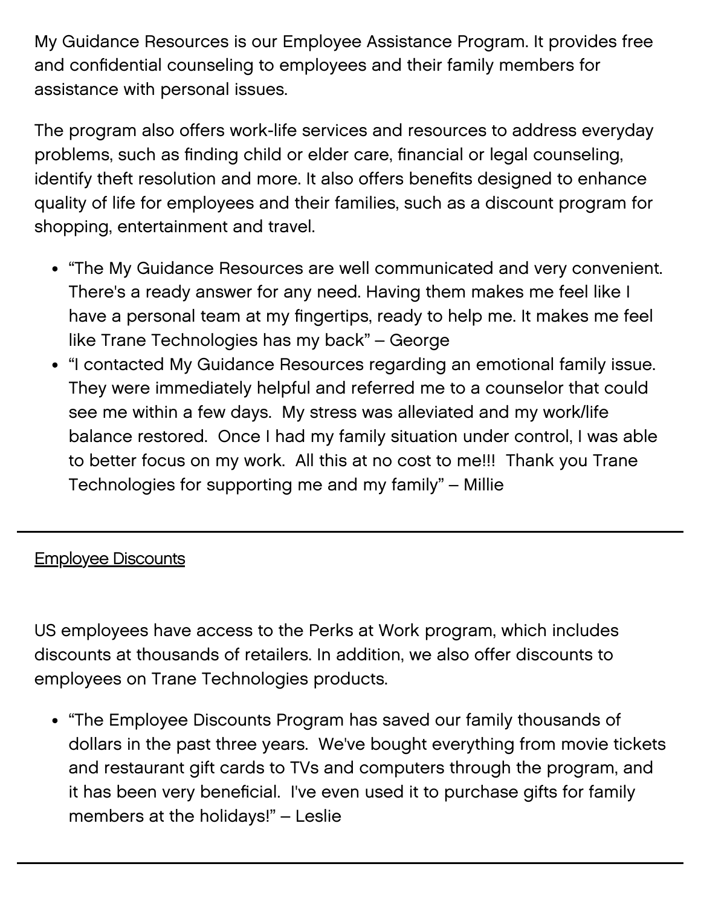My Guidance Resources is our Employee Assistance Program. It provides free and confidential counseling to employees and their family members for assistance with personal issues.

The program also offers work-life services and resources to address everyday problems, such as finding child or elder care, financial or legal counseling, identify theft resolution and more. It also offers benefits designed to enhance quality of life for employees and their families, such as a discount program for shopping, entertainment and travel.

- "The My Guidance Resources are well communicated and very convenient. There's a ready answer for any need. Having them makes me feel like I have a personal team at my fingertips, ready to help me. It makes me feel like Trane Technologies has my back" – George
- "I contacted My Guidance Resources regarding an emotional family issue. They were immediately helpful and referred me to a counselor that could see me within a few days. My stress was alleviated and my work/life balance restored. Once I had my family situation under control, I was able to better focus on my work. All this at no cost to me!!! Thank you Trane Technologies for supporting me and my family" – Millie

---

<u>Employee Discounts</u>

US employees have access to the Perks at Work program, which includes discounts at thousands of retailers. In addition, we also offer discounts to employees on Trane Technologies products.

- "The Employee Discounts Program has saved our family thousands of dollars in the past three years. We've bought everything from movie tickets and restaurant gift cards to TVs and computers through the program, and it has been very beneficial. I've even used it to purchase gifts for family members at the holidays!" – Leslie

---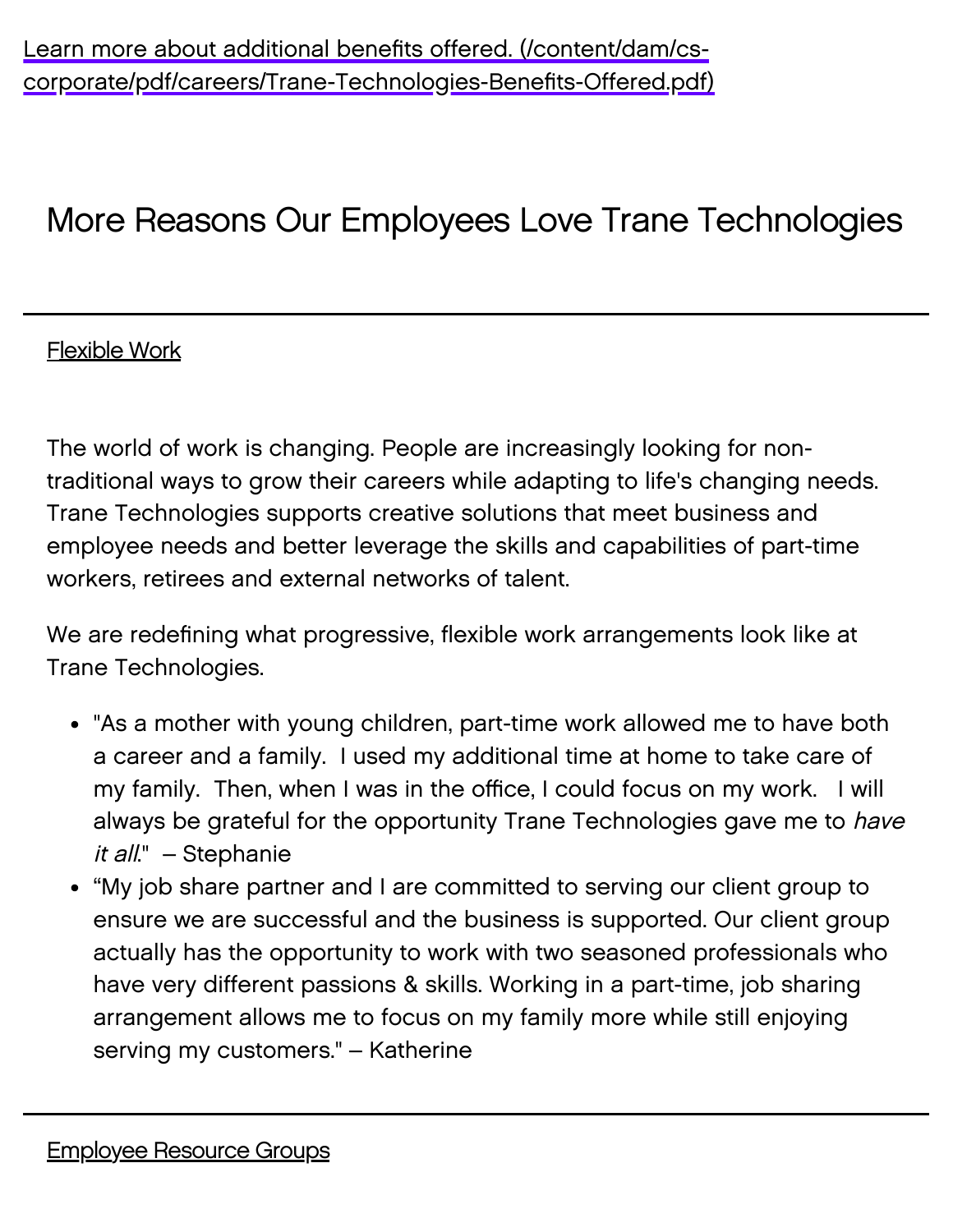[Learn more about additional benefits offered. (/content/dam/cs-corporate/pdf/careers/Trane-Technologies-Benefits-Offered.pdf)](/content/dam/cs-corporate/pdf/careers/Trane-Technologies-Benefits-Offered.pdf)

## More Reasons Our Employees Love Trane Technologies

---

### Flexible Work

The world of work is changing. People are increasingly looking for non-traditional ways to grow their careers while adapting to life's changing needs. Trane Technologies supports creative solutions that meet business and employee needs and better leverage the skills and capabilities of part-time workers, retirees and external networks of talent.

We are redefining what progressive, flexible work arrangements look like at Trane Technologies.

- "As a mother with young children, part-time work allowed me to have both a career and a family. I used my additional time at home to take care of my family. Then, when I was in the office, I could focus on my work. I will always be grateful for the opportunity Trane Technologies gave me to *have it all*." – Stephanie
- "My job share partner and I are committed to serving our client group to ensure we are successful and the business is supported. Our client group actually has the opportunity to work with two seasoned professionals who have very different passions & skills. Working in a part-time, job sharing arrangement allows me to focus on my family more while still enjoying serving my customers." – Katherine

---

### Employee Resource Groups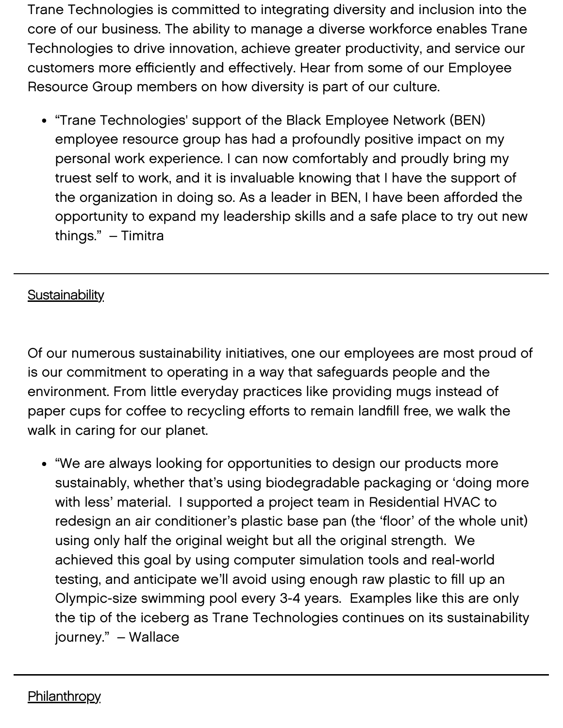Trane Technologies is committed to integrating diversity and inclusion into the core of our business. The ability to manage a diverse workforce enables Trane Technologies to drive innovation, achieve greater productivity, and service our customers more efficiently and effectively. Hear from some of our Employee Resource Group members on how diversity is part of our culture.

- "Trane Technologies' support of the Black Employee Network (BEN) employee resource group has had a profoundly positive impact on my personal work experience. I can now comfortably and proudly bring my truest self to work, and it is invaluable knowing that I have the support of the organization in doing so. As a leader in BEN, I have been afforded the opportunity to expand my leadership skills and a safe place to try out new things." – Timitra

---

## Sustainability

Of our numerous sustainability initiatives, one our employees are most proud of is our commitment to operating in a way that safeguards people and the environment. From little everyday practices like providing mugs instead of paper cups for coffee to recycling efforts to remain landfill free, we walk the walk in caring for our planet.

- "We are always looking for opportunities to design our products more sustainably, whether that's using biodegradable packaging or 'doing more with less' material. I supported a project team in Residential HVAC to redesign an air conditioner's plastic base pan (the 'floor' of the whole unit) using only half the original weight but all the original strength. We achieved this goal by using computer simulation tools and real-world testing, and anticipate we'll avoid using enough raw plastic to fill up an Olympic-size swimming pool every 3-4 years. Examples like this are only the tip of the iceberg as Trane Technologies continues on its sustainability journey." – Wallace

---

## Philanthropy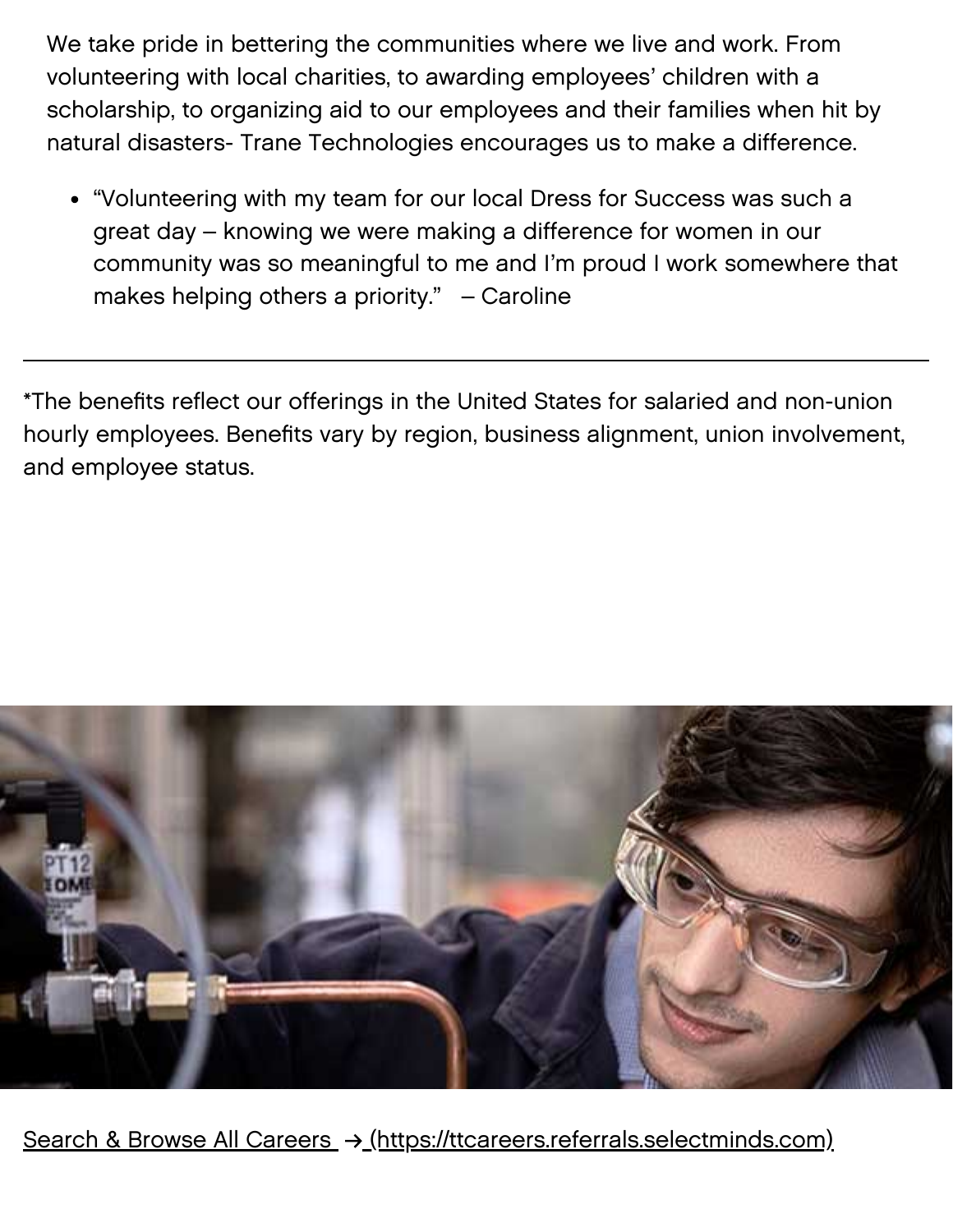We take pride in bettering the communities where we live and work. From volunteering with local charities, to awarding employees' children with a scholarship, to organizing aid to our employees and their families when hit by natural disasters- Trane Technologies encourages us to make a difference.

- "Volunteering with my team for our local Dress for Success was such a great day – knowing we were making a difference for women in our community was so meaningful to me and I'm proud I work somewhere that makes helping others a priority." – Caroline

---

*The benefits reflect our offerings in the United States for salaried and non-union hourly employees. Benefits vary by region, business alignment, union involvement, and employee status.

[Search & Browse All Careers → (https://ttcareers.referrals.selectminds.com)](https://ttcareers.referrals.selectminds.com)